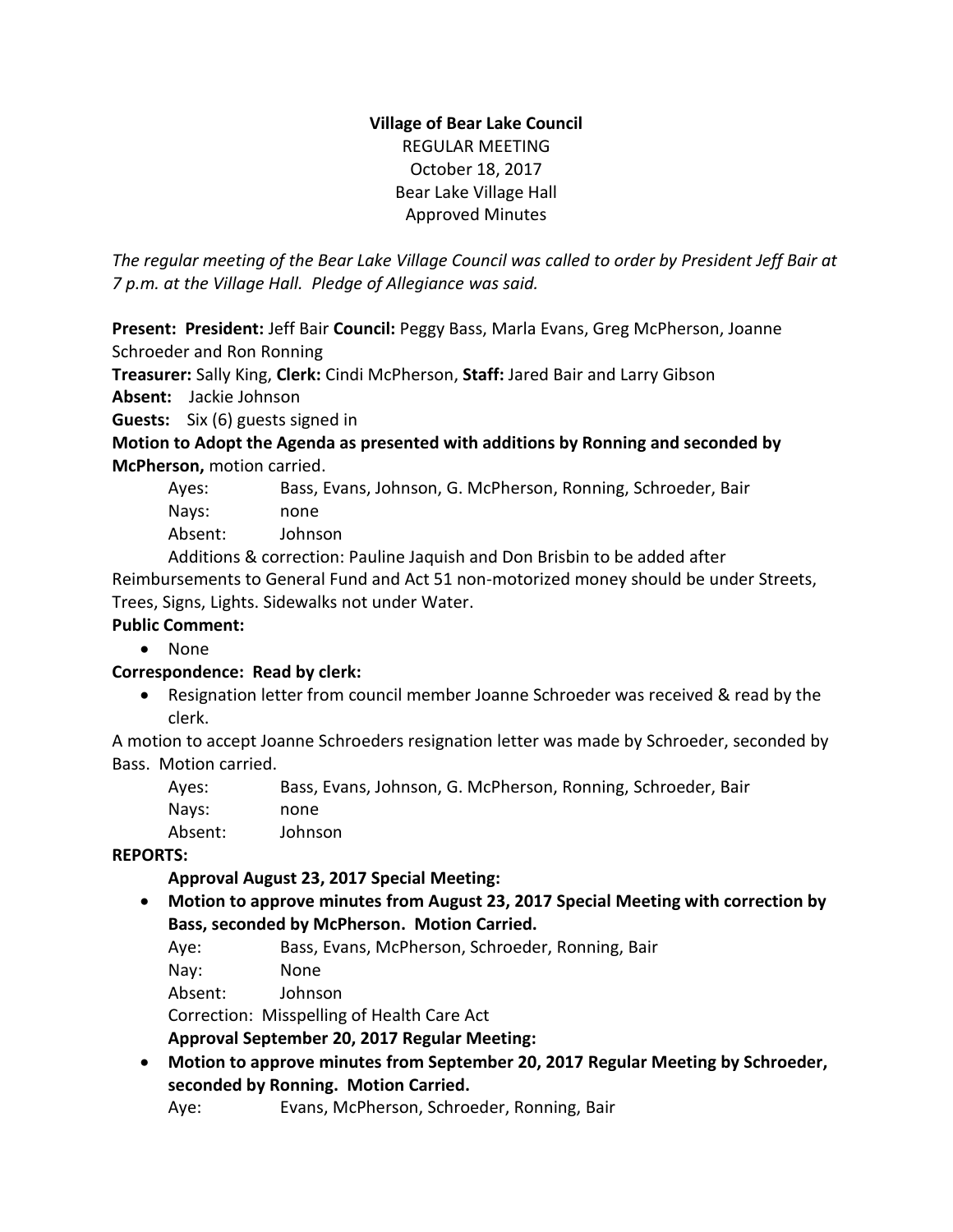**Village of Bear Lake Council**
REGULAR MEETING
October 18, 2017
Bear Lake Village Hall
Approved Minutes

*The regular meeting of the Bear Lake Village Council was called to order by President Jeff Bair at 7 p.m. at the Village Hall. Pledge of Allegiance was said.*

**Present: President:** Jeff Bair **Council:** Peggy Bass, Marla Evans, Greg McPherson, Joanne Schroeder and Ron Ronning

**Treasurer:** Sally King, **Clerk:** Cindi McPherson, **Staff:** Jared Bair and Larry Gibson

**Absent:** Jackie Johnson

**Guests:** Six (6) guests signed in

**Motion to Adopt the Agenda as presented with additions by Ronning and seconded by McPherson,** motion carried.

Ayes: Bass, Evans, Johnson, G. McPherson, Ronning, Schroeder, Bair
Nays: none
Absent: Johnson

Additions & correction: Pauline Jaquish and Don Brisbin to be added after Reimbursements to General Fund and Act 51 non-motorized money should be under Streets, Trees, Signs, Lights. Sidewalks not under Water.

**Public Comment:**

- None

**Correspondence: Read by clerk:**

- Resignation letter from council member Joanne Schroeder was received & read by the clerk.

A motion to accept Joanne Schroeders resignation letter was made by Schroeder, seconded by Bass. Motion carried.

Ayes: Bass, Evans, Johnson, G. McPherson, Ronning, Schroeder, Bair
Nays: none
Absent: Johnson

**REPORTS:**

**Approval August 23, 2017 Special Meeting:**

- **Motion to approve minutes from August 23, 2017 Special Meeting with correction by Bass, seconded by McPherson. Motion Carried.**

Aye: Bass, Evans, McPherson, Schroeder, Ronning, Bair
Nay: None
Absent: Johnson
Correction: Misspelling of Health Care Act

**Approval September 20, 2017 Regular Meeting:**

- **Motion to approve minutes from September 20, 2017 Regular Meeting by Schroeder, seconded by Ronning. Motion Carried.**

Aye: Evans, McPherson, Schroeder, Ronning, Bair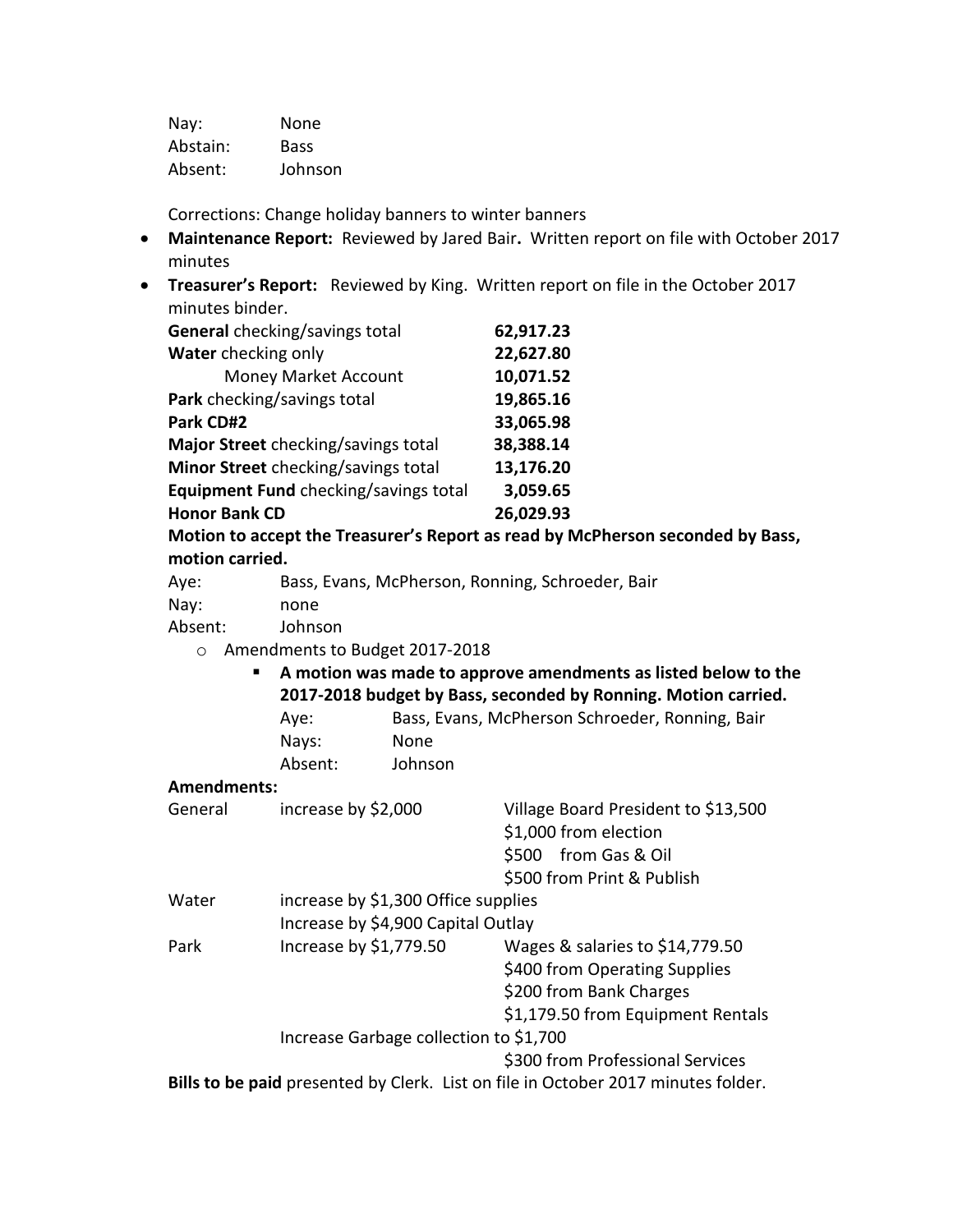Nay: None
Abstain: Bass
Absent: Johnson

Corrections: Change holiday banners to winter banners

- **Maintenance Report:** Reviewed by Jared Bair**.** Written report on file with October 2017 minutes
- **Treasurer's Report:** Reviewed by King. Written report on file in the October 2017 minutes binder.

| | |
|---|---|
| **General** checking/savings total | **62,917.23** |
| **Water** checking only | **22,627.80** |
| Money Market Account | **10,071.52** |
| **Park** checking/savings total | **19,865.16** |
| **Park CD#2** | **33,065.98** |
| **Major Street** checking/savings total | **38,388.14** |
| **Minor Street** checking/savings total | **13,176.20** |
| **Equipment Fund** checking/savings total | **3,059.65** |
| **Honor Bank CD** | **26,029.93** |

**Motion to accept the Treasurer's Report as read by McPherson seconded by Bass, motion carried.**

Aye: Bass, Evans, McPherson, Ronning, Schroeder, Bair
Nay: none
Absent: Johnson

- Amendments to Budget 2017-2018
  - **A motion was made to approve amendments as listed below to the 2017-2018 budget by Bass, seconded by Ronning. Motion carried.**

    Aye: Bass, Evans, McPherson Schroeder, Ronning, Bair
    Nays: None
    Absent: Johnson

**Amendments:**

| | | |
|---|---|---|
| General | increase by $2,000 | Village Board President to $13,500 |
| | | $1,000 from election |
| | | $500 from Gas & Oil |
| | | $500 from Print & Publish |
| Water | increase by $1,300 Office supplies | |
| | Increase by $4,900 Capital Outlay | |
| Park | Increase by $1,779.50 | Wages & salaries to $14,779.50 |
| | | $400 from Operating Supplies |
| | | $200 from Bank Charges |
| | | $1,179.50 from Equipment Rentals |
| | Increase Garbage collection to $1,700 | |
| | | $300 from Professional Services |

**Bills to be paid** presented by Clerk. List on file in October 2017 minutes folder.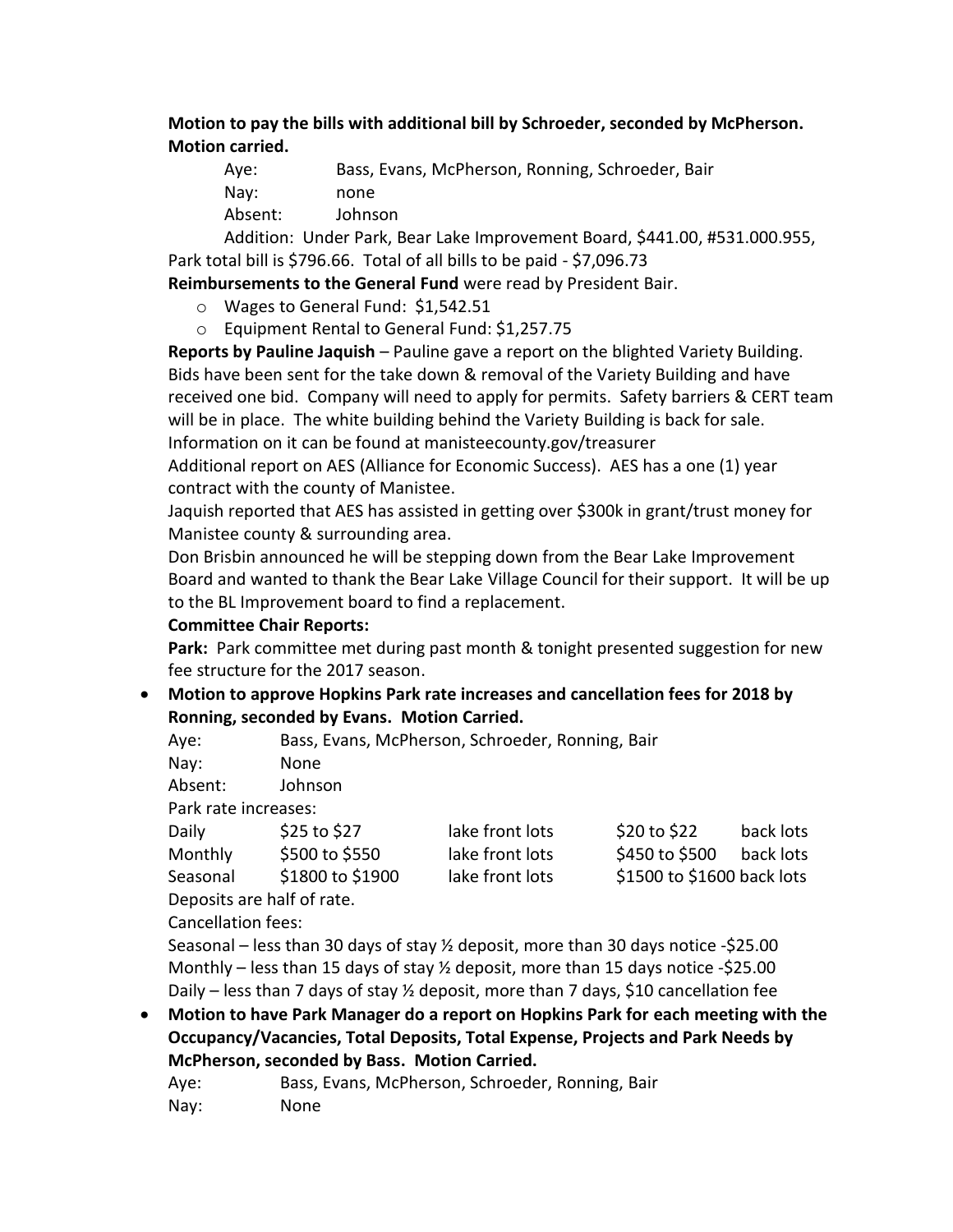**Motion to pay the bills with additional bill by Schroeder, seconded by McPherson. Motion carried.**

Aye: Bass, Evans, McPherson, Ronning, Schroeder, Bair
Nay: none
Absent: Johnson

Addition: Under Park, Bear Lake Improvement Board, $441.00, #531.000.955, Park total bill is $796.66. Total of all bills to be paid - $7,096.73

**Reimbursements to the General Fund** were read by President Bair.

- Wages to General Fund: $1,542.51
- Equipment Rental to General Fund: $1,257.75

**Reports by Pauline Jaquish** – Pauline gave a report on the blighted Variety Building. Bids have been sent for the take down & removal of the Variety Building and have received one bid. Company will need to apply for permits. Safety barriers & CERT team will be in place. The white building behind the Variety Building is back for sale. Information on it can be found at manisteecounty.gov/treasurer

Additional report on AES (Alliance for Economic Success). AES has a one (1) year contract with the county of Manistee.

Jaquish reported that AES has assisted in getting over $300k in grant/trust money for Manistee county & surrounding area.

Don Brisbin announced he will be stepping down from the Bear Lake Improvement Board and wanted to thank the Bear Lake Village Council for their support. It will be up to the BL Improvement board to find a replacement.

**Committee Chair Reports:**

**Park:** Park committee met during past month & tonight presented suggestion for new fee structure for the 2017 season.

- **Motion to approve Hopkins Park rate increases and cancellation fees for 2018 by Ronning, seconded by Evans. Motion Carried.**

Aye: Bass, Evans, McPherson, Schroeder, Ronning, Bair
Nay: None
Absent: Johnson

Park rate increases:

| | | | | |
|---|---|---|---|---|
| Daily | $25 to $27 | lake front lots | $20 to $22 | back lots |
| Monthly | $500 to $550 | lake front lots | $450 to $500 | back lots |
| Seasonal | $1800 to $1900 | lake front lots | $1500 to $1600 | back lots |

Deposits are half of rate.

Cancellation fees:

Seasonal – less than 30 days of stay ½ deposit, more than 30 days notice -$25.00
Monthly – less than 15 days of stay ½ deposit, more than 15 days notice -$25.00
Daily – less than 7 days of stay ½ deposit, more than 7 days, $10 cancellation fee

- **Motion to have Park Manager do a report on Hopkins Park for each meeting with the Occupancy/Vacancies, Total Deposits, Total Expense, Projects and Park Needs by McPherson, seconded by Bass. Motion Carried.**

Aye: Bass, Evans, McPherson, Schroeder, Ronning, Bair
Nay: None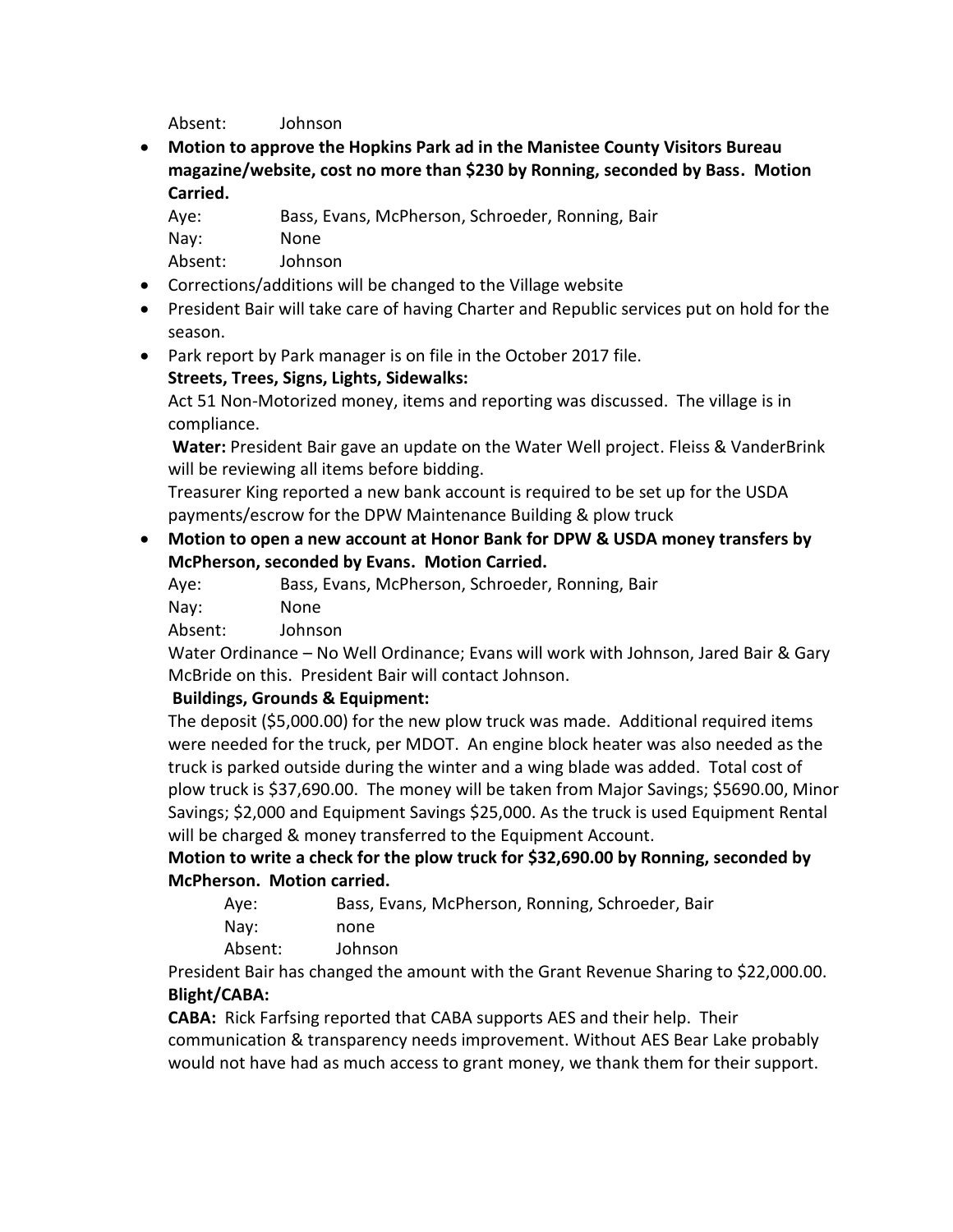Absent: Johnson

- **Motion to approve the Hopkins Park ad in the Manistee County Visitors Bureau magazine/website, cost no more than $230 by Ronning, seconded by Bass. Motion Carried.**

  Aye: Bass, Evans, McPherson, Schroeder, Ronning, Bair
  Nay: None
  Absent: Johnson

- Corrections/additions will be changed to the Village website
- President Bair will take care of having Charter and Republic services put on hold for the season.
- Park report by Park manager is on file in the October 2017 file.

  **Streets, Trees, Signs, Lights, Sidewalks:**

  Act 51 Non-Motorized money, items and reporting was discussed. The village is in compliance.

  **Water:** President Bair gave an update on the Water Well project. Fleiss & VanderBrink will be reviewing all items before bidding.

  Treasurer King reported a new bank account is required to be set up for the USDA payments/escrow for the DPW Maintenance Building & plow truck

- **Motion to open a new account at Honor Bank for DPW & USDA money transfers by McPherson, seconded by Evans. Motion Carried.**

  Aye: Bass, Evans, McPherson, Schroeder, Ronning, Bair
  Nay: None
  Absent: Johnson

  Water Ordinance – No Well Ordinance; Evans will work with Johnson, Jared Bair & Gary McBride on this. President Bair will contact Johnson.

  **Buildings, Grounds & Equipment:**

  The deposit ($5,000.00) for the new plow truck was made. Additional required items were needed for the truck, per MDOT. An engine block heater was also needed as the truck is parked outside during the winter and a wing blade was added. Total cost of plow truck is $37,690.00. The money will be taken from Major Savings; $5690.00, Minor Savings; $2,000 and Equipment Savings $25,000. As the truck is used Equipment Rental will be charged & money transferred to the Equipment Account.

  **Motion to write a check for the plow truck for $32,690.00 by Ronning, seconded by McPherson. Motion carried.**

  Aye: Bass, Evans, McPherson, Ronning, Schroeder, Bair
  Nay: none
  Absent: Johnson

  President Bair has changed the amount with the Grant Revenue Sharing to $22,000.00.

  **Blight/CABA:**

  **CABA:** Rick Farfsing reported that CABA supports AES and their help. Their communication & transparency needs improvement. Without AES Bear Lake probably would not have had as much access to grant money, we thank them for their support.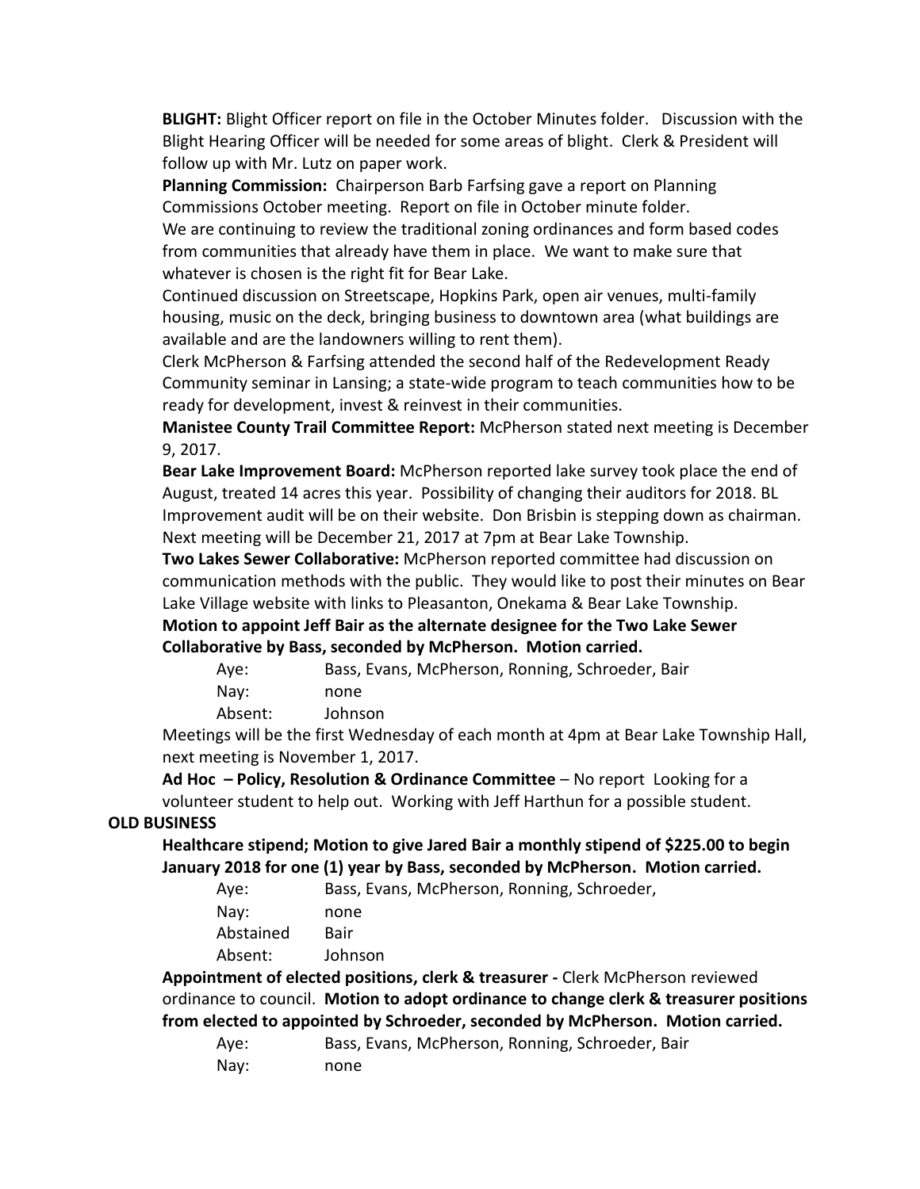**BLIGHT:** Blight Officer report on file in the October Minutes folder. Discussion with the Blight Hearing Officer will be needed for some areas of blight. Clerk & President will follow up with Mr. Lutz on paper work.

**Planning Commission:** Chairperson Barb Farfsing gave a report on Planning Commissions October meeting. Report on file in October minute folder.

We are continuing to review the traditional zoning ordinances and form based codes from communities that already have them in place. We want to make sure that whatever is chosen is the right fit for Bear Lake.

Continued discussion on Streetscape, Hopkins Park, open air venues, multi-family housing, music on the deck, bringing business to downtown area (what buildings are available and are the landowners willing to rent them).

Clerk McPherson & Farfsing attended the second half of the Redevelopment Ready Community seminar in Lansing; a state-wide program to teach communities how to be ready for development, invest & reinvest in their communities.

**Manistee County Trail Committee Report:** McPherson stated next meeting is December 9, 2017.

**Bear Lake Improvement Board:** McPherson reported lake survey took place the end of August, treated 14 acres this year. Possibility of changing their auditors for 2018. BL Improvement audit will be on their website. Don Brisbin is stepping down as chairman. Next meeting will be December 21, 2017 at 7pm at Bear Lake Township.

**Two Lakes Sewer Collaborative:** McPherson reported committee had discussion on communication methods with the public. They would like to post their minutes on Bear Lake Village website with links to Pleasanton, Onekama & Bear Lake Township.

**Motion to appoint Jeff Bair as the alternate designee for the Two Lake Sewer Collaborative by Bass, seconded by McPherson. Motion carried.**

Aye: Bass, Evans, McPherson, Ronning, Schroeder, Bair
Nay: none
Absent: Johnson

Meetings will be the first Wednesday of each month at 4pm at Bear Lake Township Hall, next meeting is November 1, 2017.

**Ad Hoc – Policy, Resolution & Ordinance Committee** – No report Looking for a volunteer student to help out. Working with Jeff Harthun for a possible student.

**OLD BUSINESS**

**Healthcare stipend; Motion to give Jared Bair a monthly stipend of $225.00 to begin January 2018 for one (1) year by Bass, seconded by McPherson. Motion carried.**

Aye: Bass, Evans, McPherson, Ronning, Schroeder,
Nay: none
Abstained Bair
Absent: Johnson

**Appointment of elected positions, clerk & treasurer -** Clerk McPherson reviewed ordinance to council. **Motion to adopt ordinance to change clerk & treasurer positions from elected to appointed by Schroeder, seconded by McPherson. Motion carried.**

Aye: Bass, Evans, McPherson, Ronning, Schroeder, Bair
Nay: none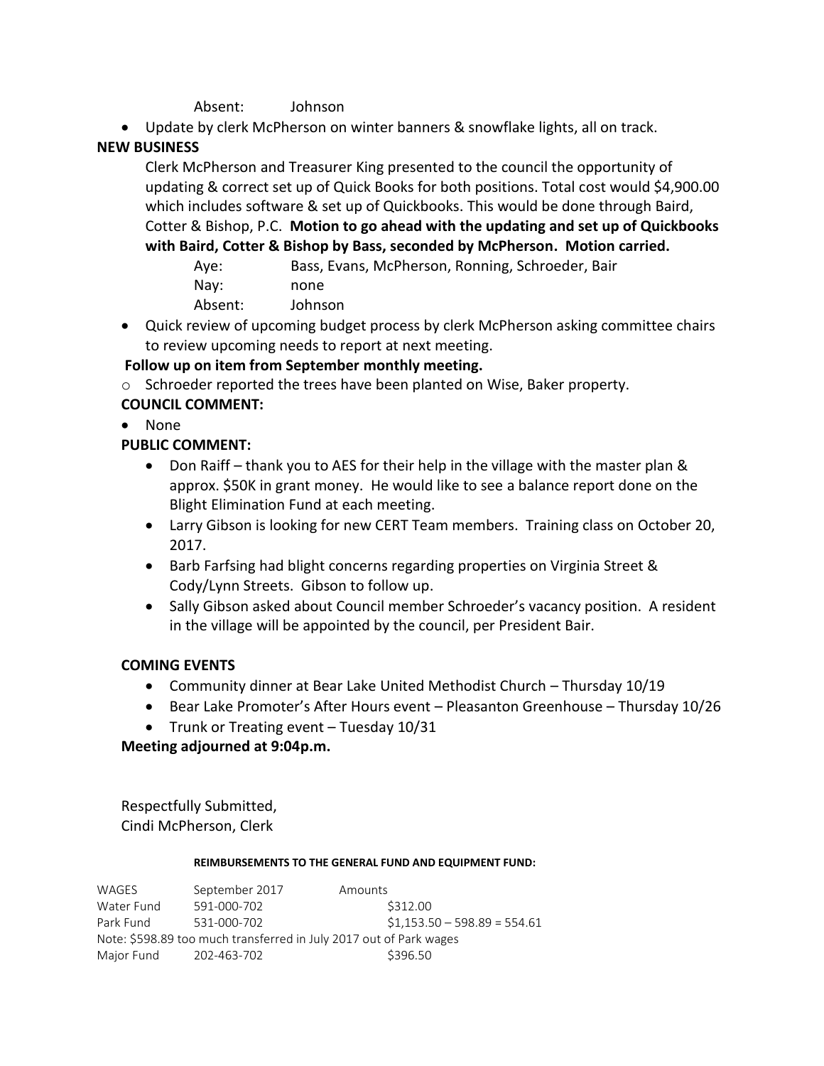Absent: Johnson

- Update by clerk McPherson on winter banners & snowflake lights, all on track.

**NEW BUSINESS**

Clerk McPherson and Treasurer King presented to the council the opportunity of updating & correct set up of Quick Books for both positions. Total cost would $4,900.00 which includes software & set up of Quickbooks. This would be done through Baird, Cotter & Bishop, P.C. **Motion to go ahead with the updating and set up of Quickbooks with Baird, Cotter & Bishop by Bass, seconded by McPherson. Motion carried.**

Aye: Bass, Evans, McPherson, Ronning, Schroeder, Bair
Nay: none
Absent: Johnson

- Quick review of upcoming budget process by clerk McPherson asking committee chairs to review upcoming needs to report at next meeting.

**Follow up on item from September monthly meeting.**

- Schroeder reported the trees have been planted on Wise, Baker property.

**COUNCIL COMMENT:**

- None

**PUBLIC COMMENT:**

- Don Raiff – thank you to AES for their help in the village with the master plan & approx. $50K in grant money. He would like to see a balance report done on the Blight Elimination Fund at each meeting.
- Larry Gibson is looking for new CERT Team members. Training class on October 20, 2017.
- Barb Farfsing had blight concerns regarding properties on Virginia Street & Cody/Lynn Streets. Gibson to follow up.
- Sally Gibson asked about Council member Schroeder's vacancy position. A resident in the village will be appointed by the council, per President Bair.

**COMING EVENTS**

- Community dinner at Bear Lake United Methodist Church – Thursday 10/19
- Bear Lake Promoter's After Hours event – Pleasanton Greenhouse – Thursday 10/26
- Trunk or Treating event – Tuesday 10/31

**Meeting adjourned at 9:04p.m.**

Respectfully Submitted,
Cindi McPherson, Clerk

**REIMBURSEMENTS TO THE GENERAL FUND AND EQUIPMENT FUND:**

| WAGES | September 2017 | Amounts |
|---|---|---|
| Water Fund | 591-000-702 | $312.00 |
| Park Fund | 531-000-702 | $1,153.50 – 598.89 = 554.61 |
| Note: $598.89 too much transferred in July 2017 out of Park wages | | |
| Major Fund | 202-463-702 | $396.50 |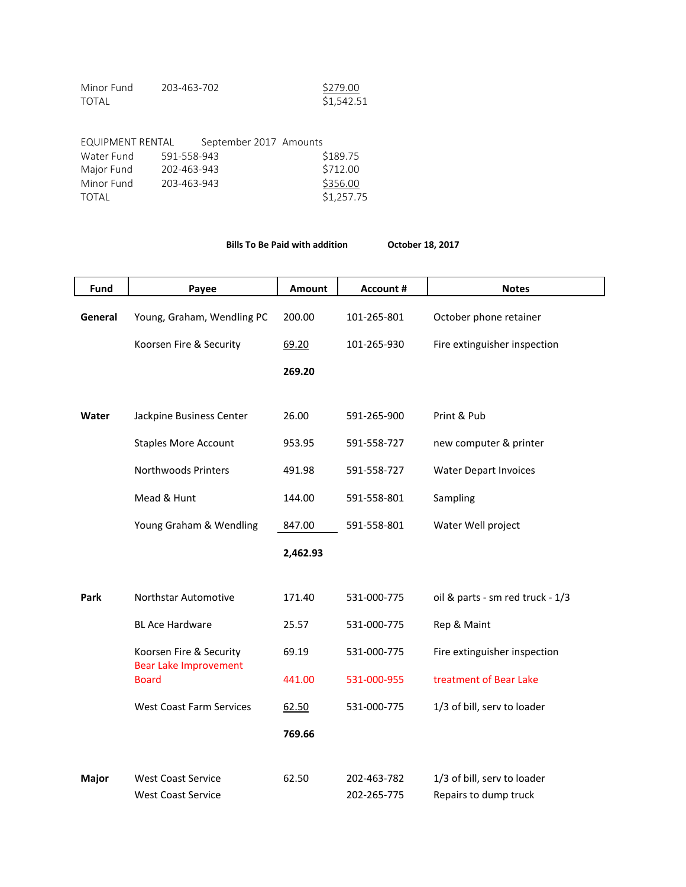| | | |
|---|---|---|
| Minor Fund | 203-463-702 | $279.00 |
| TOTAL | | $1,542.51 |

| EQUIPMENT RENTAL | September 2017 | Amounts |
|---|---|---|
| Water Fund | 591-558-943 | $189.75 |
| Major Fund | 202-463-943 | $712.00 |
| Minor Fund | 203-463-943 | $356.00 |
| TOTAL | | $1,257.75 |

**Bills To Be Paid with addition October 18, 2017**

| Fund | Payee | Amount | Account # | Notes |
|---|---|---|---|---|
| **General** | Young, Graham, Wendling PC | 200.00 | 101-265-801 | October phone retainer |
| | Koorsen Fire & Security | 69.20 | 101-265-930 | Fire extinguisher inspection |
| | | **269.20** | | |
| **Water** | Jackpine Business Center | 26.00 | 591-265-900 | Print & Pub |
| | Staples More Account | 953.95 | 591-558-727 | new computer & printer |
| | Northwoods Printers | 491.98 | 591-558-727 | Water Depart Invoices |
| | Mead & Hunt | 144.00 | 591-558-801 | Sampling |
| | Young Graham & Wendling | 847.00 | 591-558-801 | Water Well project |
| | | **2,462.93** | | |
| **Park** | Northstar Automotive | 171.40 | 531-000-775 | oil & parts - sm red truck - 1/3 |
| | BL Ace Hardware | 25.57 | 531-000-775 | Rep & Maint |
| | Koorsen Fire & Security | 69.19 | 531-000-775 | Fire extinguisher inspection |
| | Bear Lake Improvement Board | 441.00 | 531-000-955 | treatment of Bear Lake |
| | West Coast Farm Services | 62.50 | 531-000-775 | 1/3 of bill, serv to loader |
| | | **769.66** | | |
| **Major** | West Coast Service | 62.50 | 202-463-782 | 1/3 of bill, serv to loader |
| | West Coast Service | | 202-265-775 | Repairs to dump truck |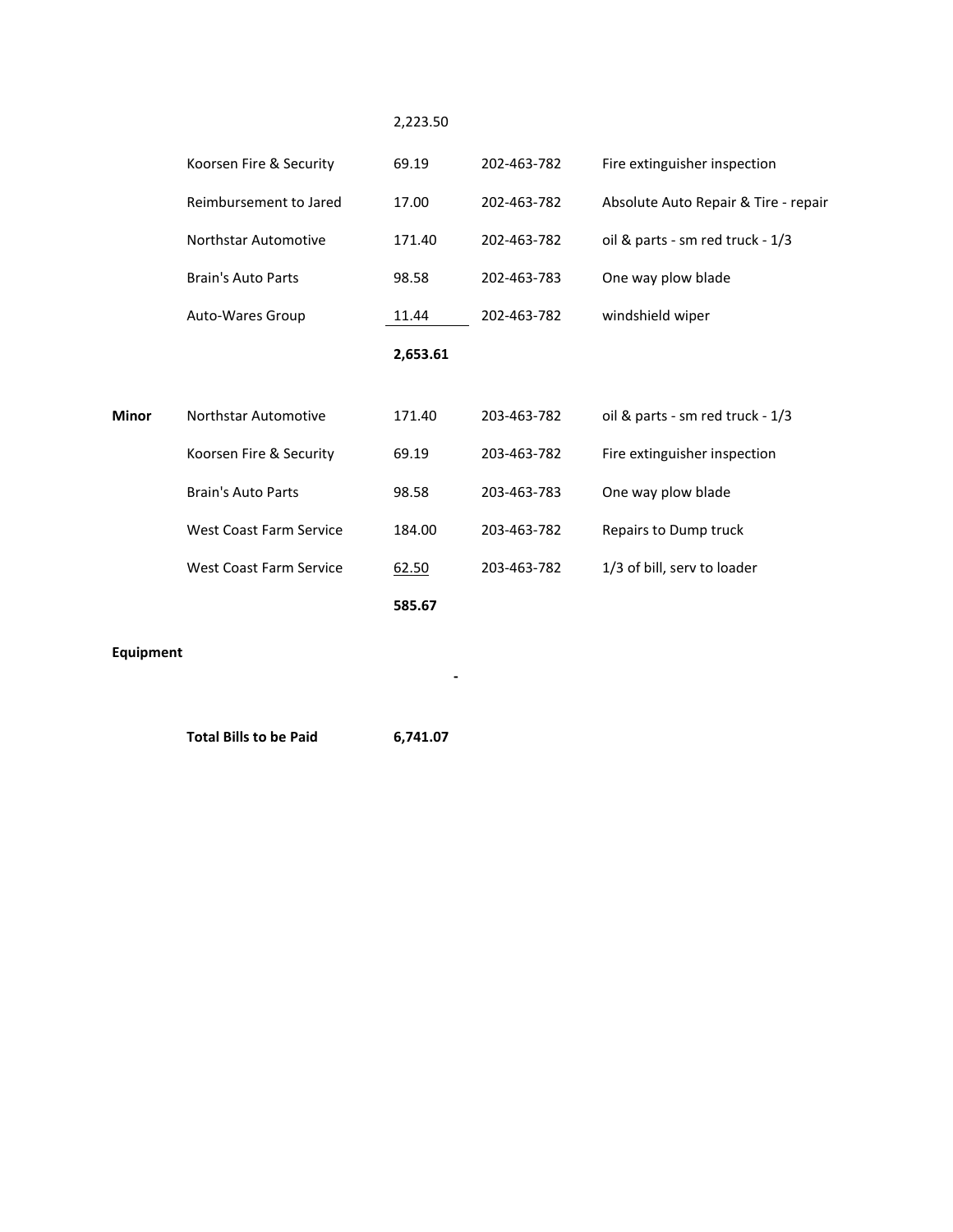| | | | | |
|---|---|---|---|---|
| | | 2,223.50 | | |
| | Koorsen Fire & Security | 69.19 | 202-463-782 | Fire extinguisher inspection |
| | Reimbursement to Jared | 17.00 | 202-463-782 | Absolute Auto Repair & Tire - repair |
| | Northstar Automotive | 171.40 | 202-463-782 | oil & parts - sm red truck - 1/3 |
| | Brain's Auto Parts | 98.58 | 202-463-783 | One way plow blade |
| | Auto-Wares Group | 11.44 | 202-463-782 | windshield wiper |
| | | **2,653.61** | | |
| **Minor** | Northstar Automotive | 171.40 | 203-463-782 | oil & parts - sm red truck - 1/3 |
| | Koorsen Fire & Security | 69.19 | 203-463-782 | Fire extinguisher inspection |
| | Brain's Auto Parts | 98.58 | 203-463-783 | One way plow blade |
| | West Coast Farm Service | 184.00 | 203-463-782 | Repairs to Dump truck |
| | West Coast Farm Service | 62.50 | 203-463-782 | 1/3 of bill, serv to loader |
| | | **585.67** | | |
| **Equipment** | | | | |
| | | - | | |
| | **Total Bills to be Paid** | **6,741.07** | | |